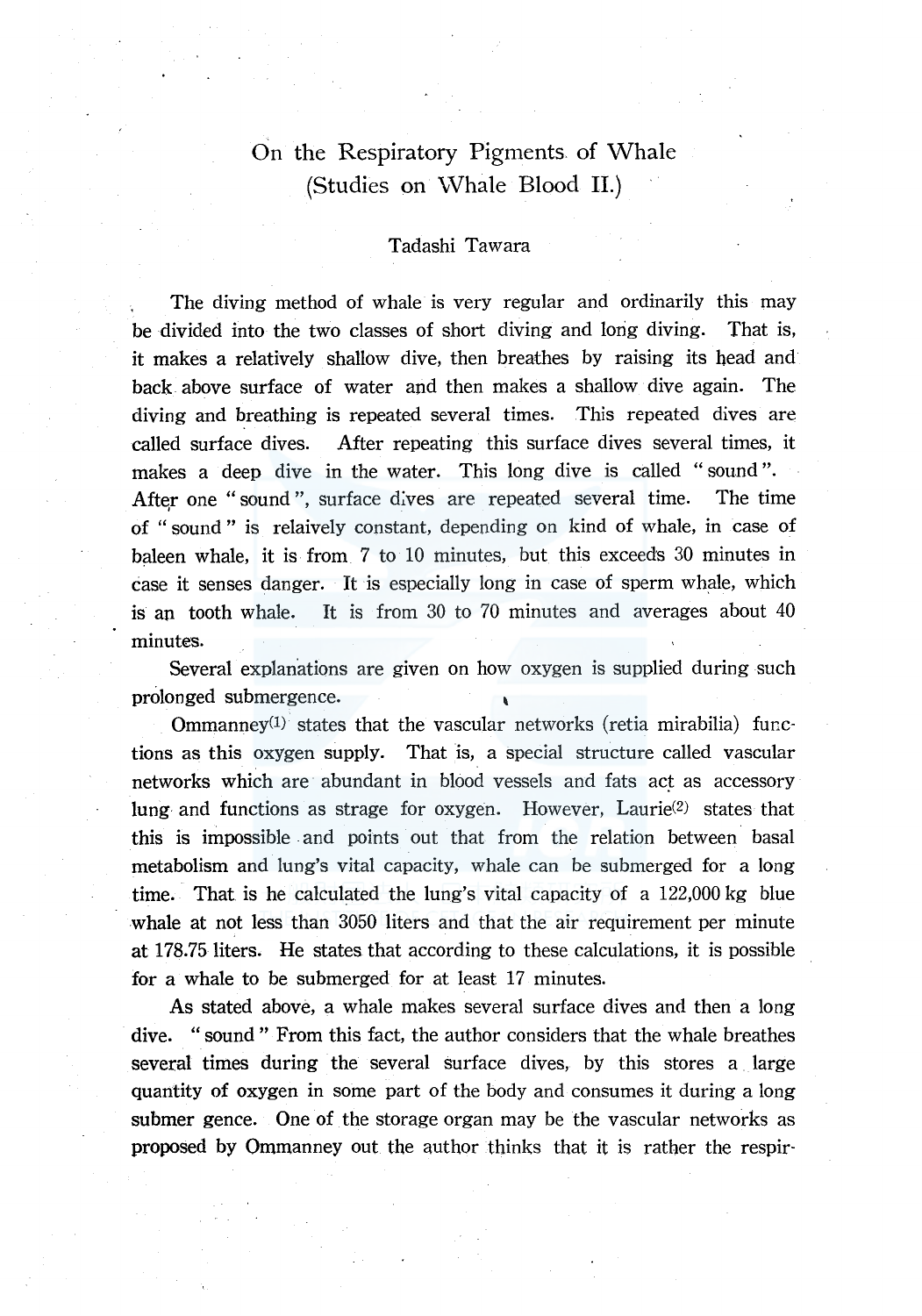# On the Respiratory Pigments of Whale
# (Studies on Whale Blood II.)

Tadashi Tawara

The diving method of whale is very regular and ordinarily this may be divided into the two classes of short diving and long diving. That is, it makes a relatively shallow dive, then breathes by raising its head and back above surface of water and then makes a shallow dive again. The diving and breathing is repeated several times. This repeated dives are called surface dives. After repeating this surface dives several times, it makes a deep dive in the water. This long dive is called "sound". After one "sound", surface dives are repeated several time. The time of "sound" is relaively constant, depending on kind of whale, in case of baleen whale, it is from 7 to 10 minutes, but this exceeds 30 minutes in case it senses danger. It is especially long in case of sperm whale, which is an tooth whale. It is from 30 to 70 minutes and averages about 40 minutes.

Several explanations are given on how oxygen is supplied during such prolonged submergence.

Ommanney[1] states that the vascular networks (retia mirabilia) functions as this oxygen supply. That is, a special structure called vascular networks which are abundant in blood vessels and fats act as accessory lung and functions as strage for oxygen. However, Laurie[2] states that this is impossible and points out that from the relation between basal metabolism and lung's vital capacity, whale can be submerged for a long time. That is he calculated the lung's vital capacity of a 122,000 kg blue whale at not less than 3050 liters and that the air requirement per minute at 178.75 liters. He states that according to these calculations, it is possible for a whale to be submerged for at least 17 minutes.

As stated above, a whale makes several surface dives and then a long dive. "sound" From this fact, the author considers that the whale breathes several times during the several surface dives, by this stores a large quantity of oxygen in some part of the body and consumes it during a long submer gence. One of the storage organ may be the vascular networks as proposed by Ommanney out the author thinks that it is rather the respir-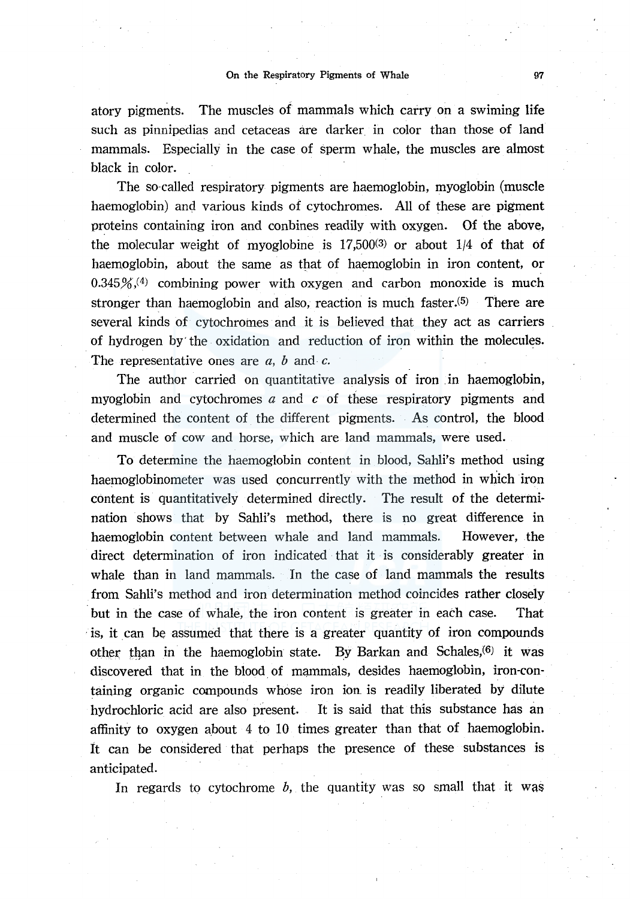atory pigments. The muscles of mammals which carry on a swiming life such as pinnipedias and cetaceas are darker in color than those of land mammals. Especially in the case of sperm whale, the muscles are almost black in color.

The so-called respiratory pigments are haemoglobin, myoglobin (muscle haemoglobin) and various kinds of cytochromes. All of these are pigment proteins containing iron and conbines readily with oxygen. Of the above, the molecular weight of myoglobine is 17,500[3] or about 1/4 of that of haemoglobin, about the same as that of haemoglobin in iron content, or 0.345%,[4] combining power with oxygen and carbon monoxide is much stronger than haemoglobin and also, reaction is much faster.[5] There are several kinds of cytochromes and it is believed that they act as carriers of hydrogen by the oxidation and reduction of iron within the molecules. The representative ones are *a*, *b* and *c*.

The author carried on quantitative analysis of iron in haemoglobin, myoglobin and cytochromes *a* and *c* of these respiratory pigments and determined the content of the different pigments. As control, the blood and muscle of cow and horse, which are land mammals, were used.

To determine the haemoglobin content in blood, Sahli's method using haemoglobinometer was used concurrently with the method in which iron content is quantitatively determined directly. The result of the determination shows that by Sahli's method, there is no great difference in haemoglobin content between whale and land mammals. However, the direct determination of iron indicated that it is considerably greater in whale than in land mammals. In the case of land mammals the results from Sahli's method and iron determination method coincides rather closely but in the case of whale, the iron content is greater in each case. That is, it can be assumed that there is a greater quantity of iron compounds other than in the haemoglobin state. By Barkan and Schales,[6] it was discovered that in the blood of mammals, desides haemoglobin, iron-containing organic compounds whose iron ion is readily liberated by dilute hydrochloric acid are also present. It is said that this substance has an affinity to oxygen about 4 to 10 times greater than that of haemoglobin. It can be considered that perhaps the presence of these substances is anticipated.

In regards to cytochrome *b*, the quantity was so small that it was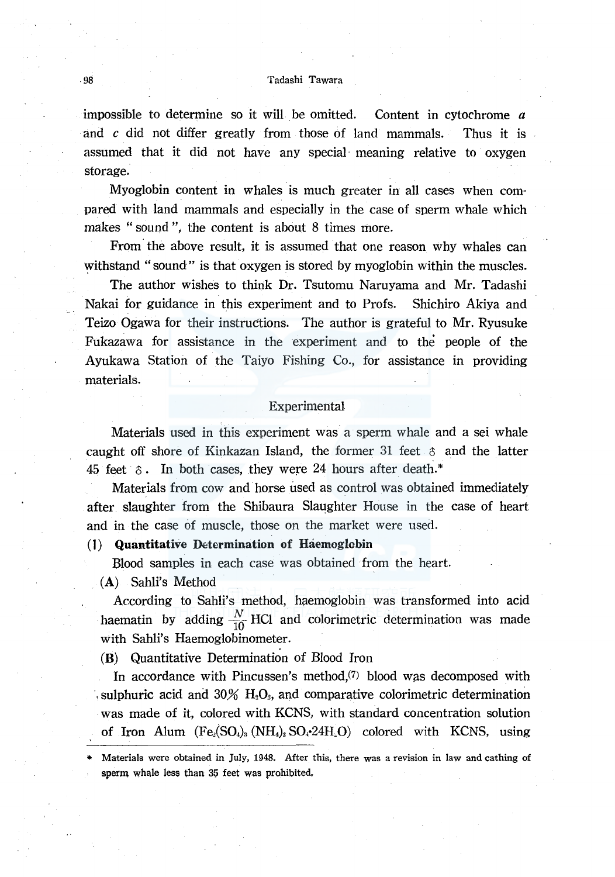impossible to determine so it will be omitted. Content in cytochrome *a* and *c* did not differ greatly from those of land mammals. Thus it is assumed that it did not have any special meaning relative to oxygen storage.

Myoglobin content in whales is much greater in all cases when compared with land mammals and especially in the case of sperm whale which makes " sound ", the content is about 8 times more.

From the above result, it is assumed that one reason why whales can withstand "sound" is that oxygen is stored by myoglobin within the muscles.

The author wishes to think Dr. Tsutomu Naruyama and Mr. Tadashi Nakai for guidance in this experiment and to Profs. Shichiro Akiya and Teizo Ogawa for their instructions. The author is grateful to Mr. Ryusuke Fukazawa for assistance in the experiment and to the people of the Ayukawa Station of the Taiyo Fishing Co., for assistance in providing materials.

## Experimental

Materials used in this experiment was a sperm whale and a sei whale caught off shore of Kinkazan Island, the former 31 feet ♂ and the latter 45 feet ♂. In both cases, they were 24 hours after death.*

Materials from cow and horse used as control was obtained immediately after slaughter from the Shibaura Slaughter House in the case of heart and in the case of muscle, those on the market were used.

### (1) Quantitative Determination of Haemoglobin

Blood samples in each case was obtained from the heart.

**(A)** Sahli's Method

According to Sahli's method, haemoglobin was transformed into acid haematin by adding $\frac{N}{10}$ HCl and colorimetric determination was made with Sahli's Haemoglobinometer.

**(B)** Quantitative Determination of Blood Iron

In accordance with Pincussen's method,[7] blood was decomposed with sulphuric acid and 30% $H_2O_2$, and comparative colorimetric determination was made of it, colored with KCNS, with standard concentration solution of Iron Alum ($Fe_2(SO_4)_3 (NH_4)_2 SO_4 \cdot 24H_2O$) colored with KCNS, using

---

\* Materials were obtained in July, 1948. After this, there was a revision in law and cathing of sperm whale less than 35 feet was prohibited.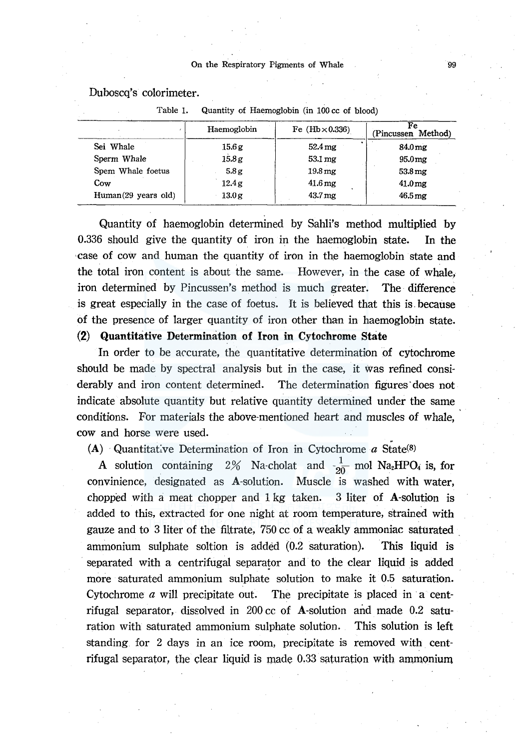Duboscq's colorimeter.

Table 1. Quantity of Haemoglobin (in 100 cc of blood)

| | Haemoglobin | Fe (Hb×0.336) | Fe (Pincussen Method) |
|---|---|---|---|
| Sei Whale | 15.6 g | 52.4 mg | 84.0 mg |
| Sperm Whale | 15.8 g | 53.1 mg | 95.0 mg |
| Spem Whale foetus | 5.8 g | 19.8 mg | 53.8 mg |
| Cow | 12.4 g | 41.6 mg | 41.0 mg |
| Human (29 years old) | 13.0 g | 43.7 mg | 46.5 mg |

Quantity of haemoglobin determined by Sahli's method multiplied by 0.336 should give the quantity of iron in the haemoglobin state. In the case of cow and human the quantity of iron in the haemoglobin state and the total iron content is about the same. However, in the case of whale, iron determined by Pincussen's method is much greater. The difference is great especially in the case of foetus. It is believed that this is because of the presence of larger quantity of iron other than in haemoglobin state.

**(2) Quantitative Determination of Iron in Cytochrome State**

In order to be accurate, the quantitative determination of cytochrome should be made by spectral analysis but in the case, it was refined considerably and iron content determined. The determination figures does not indicate absolute quantity but relative quantity determined under the same conditions. For materials the above-mentioned heart and muscles of whale, cow and horse were used.

**(A)** Quantitative Determination of Iron in Cytochrome *a* State[8]

A solution containing 2% Na-cholat and $\frac{1}{20}$ mol $Na_2HPO_4$ is, for convinience, designated as **A**-solution. Muscle is washed with water, chopped with a meat chopper and 1 kg taken. 3 liter of **A**-solution is added to this, extracted for one night at room temperature, strained with gauze and to 3 liter of the filtrate, 750 cc of a weakly ammoniac saturated ammonium sulphate soltion is added (0.2 saturation). This liquid is separated with a centrifugal separator and to the clear liquid is added more saturated ammonium sulphate solution to make it 0.5 saturation. Cytochrome *a* will precipitate out. The precipitate is placed in a centrifugal separator, dissolved in 200 cc of **A**-solution and made 0.2 saturation with saturated ammonium sulphate solution. This solution is left standing for 2 days in an ice room, precipitate is removed with centrifugal separator, the clear liquid is made 0.33 saturation with ammonium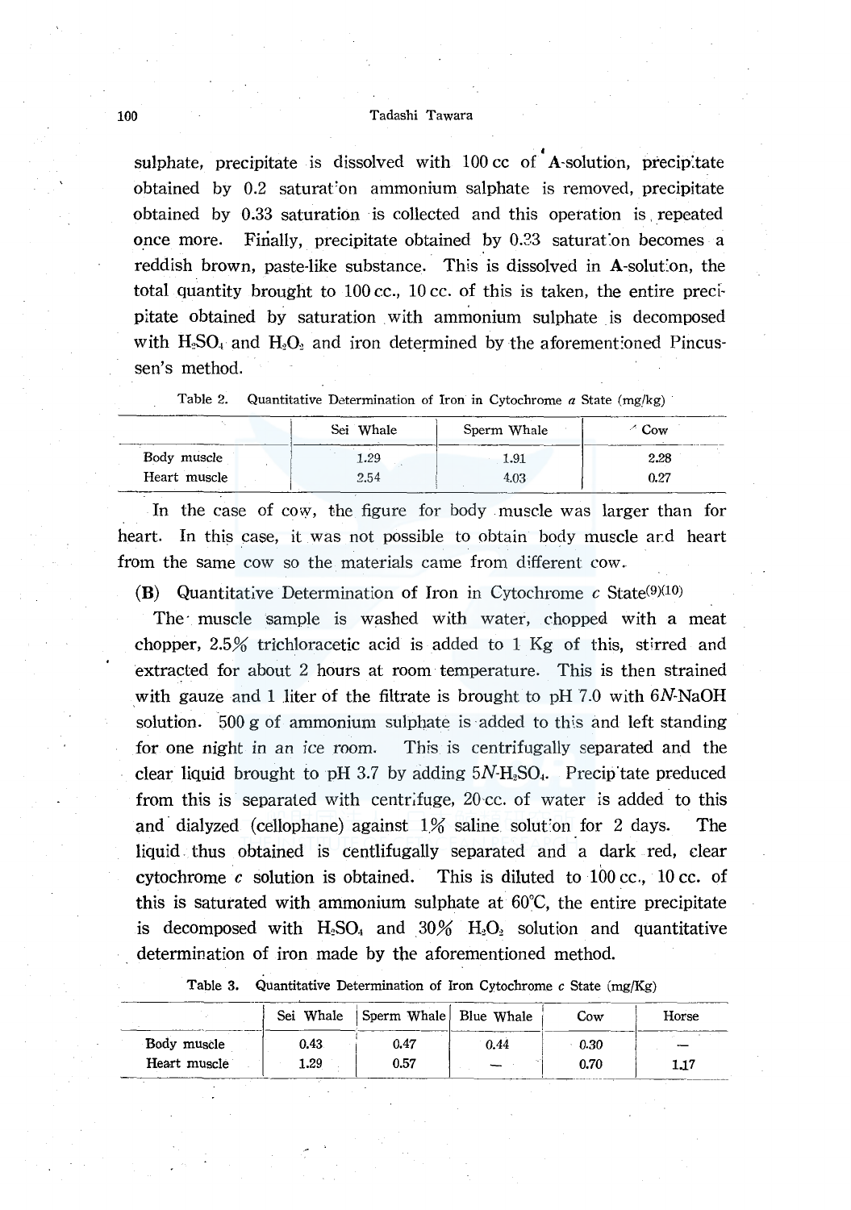sulphate, precipitate is dissolved with 100 cc of **A**-solution, precipitate obtained by 0.2 saturation ammonium salphate is removed, precipitate obtained by 0.33 saturation is collected and this operation is repeated once more. Finally, precipitate obtained by 0.33 saturation becomes a reddish brown, paste-like substance. This is dissolved in **A**-solution, the total quantity brought to 100 cc., 10 cc. of this is taken, the entire precipitate obtained by saturation with ammonium sulphate is decomposed with $H_2SO_4$ and $H_2O_2$ and iron determined by the aforementioned Pincussen's method.

Table 2. Quantitative Determination of Iron in Cytochrome *a* State (mg/kg)

| | Sei Whale | Sperm Whale | Cow |
|---|---|---|---|
| Body muscle | 1.29 | 1.91 | 2.28 |
| Heart muscle | 2.54 | 4.03 | 0.27 |

In the case of cow, the figure for body muscle was larger than for heart. In this case, it was not possible to obtain body muscle and heart from the same cow so the materials came from different cow.

**(B)** Quantitative Determination of Iron in Cytochrome *c* State[9][10]

The muscle sample is washed with water, chopped with a meat chopper, 2.5% trichloracetic acid is added to 1 Kg of this, stirred and extracted for about 2 hours at room temperature. This is then strained with gauze and 1 liter of the filtrate is brought to pH 7.0 with 6*N*-NaOH solution. 500 g of ammonium sulphate is added to this and left standing for one night in an ice room. This is centrifugally separated and the clear liquid brought to pH 3.7 by adding 5*N*-$H_2SO_4$. Precipitate preduced from this is separated with centrifuge, 20 cc. of water is added to this and dialyzed (cellophane) against 1% saline solution for 2 days. The liquid thus obtained is centlifugally separated and a dark red, clear cytochrome *c* solution is obtained. This is diluted to 100 cc., 10 cc. of this is saturated with ammonium sulphate at 60°C, the entire precipitate is decomposed with $H_2SO_4$ and 30% $H_2O_2$ solution and quantitative determination of iron made by the aforementioned method.

Table 3. Quantitative Determination of Iron Cytochrome *c* State (mg/Kg)

| | Sei Whale | Sperm Whale | Blue Whale | Cow | Horse |
|---|---|---|---|---|---|
| Body muscle | 0.43 | 0.47 | 0.44 | 0.30 | — |
| Heart muscle | 1.29 | 0.57 | — | 0.70 | 1.17 |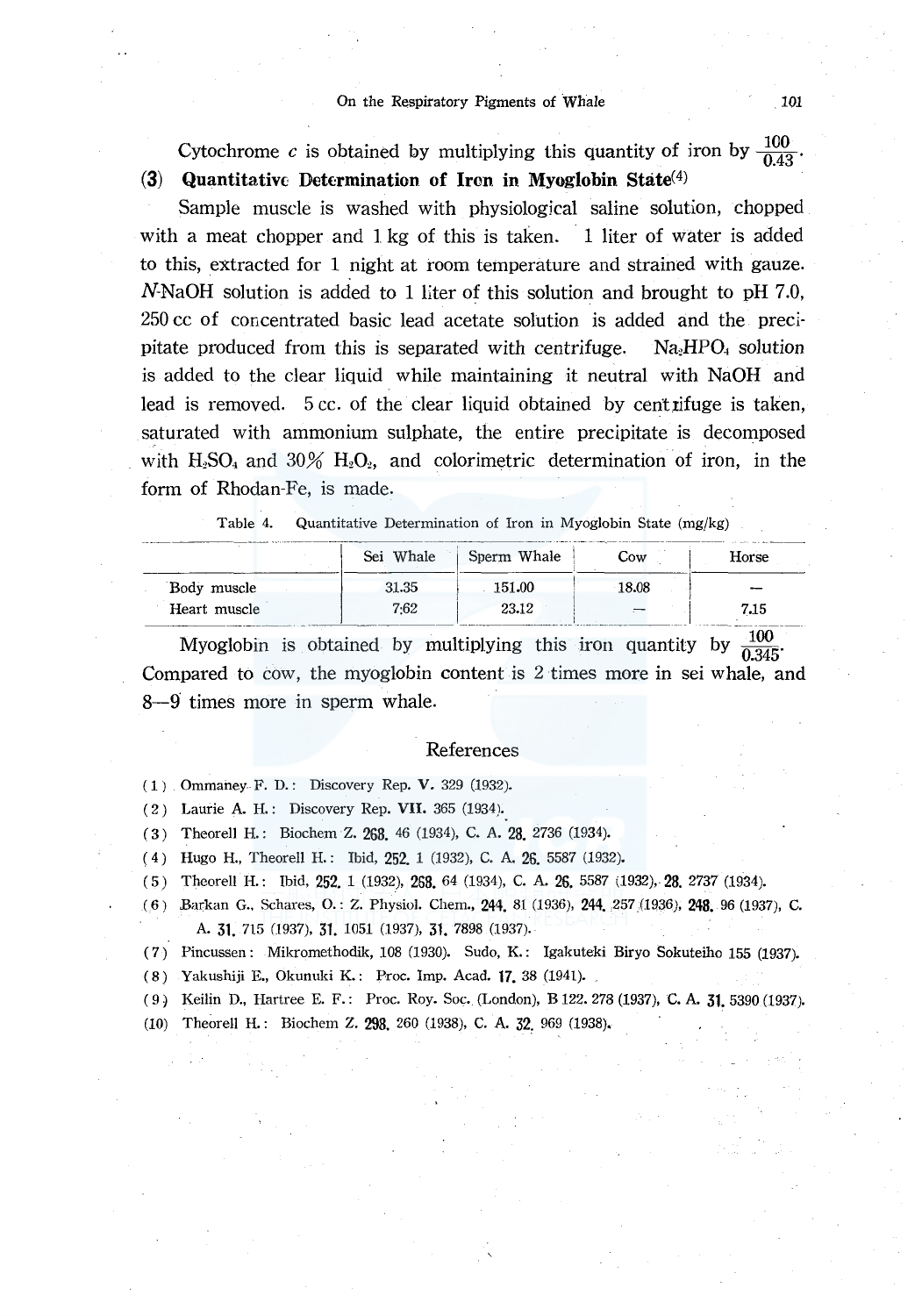Cytochrome $c$ is obtained by multiplying this quantity of iron by $\frac{100}{0.43}$.

### (3) Quantitative Determination of Iron in Myoglobin State[4]

Sample muscle is washed with physiological saline solution, chopped with a meat chopper and 1 kg of this is taken. 1 liter of water is added to this, extracted for 1 night at room temperature and strained with gauze. $N$-NaOH solution is added to 1 liter of this solution and brought to pH 7.0, 250 cc of concentrated basic lead acetate solution is added and the precipitate produced from this is separated with centrifuge. $Na_2HPO_4$ solution is added to the clear liquid while maintaining it neutral with NaOH and lead is removed. 5 cc. of the clear liquid obtained by centrifuge is taken, saturated with ammonium sulphate, the entire precipitate is decomposed with $H_2SO_4$ and 30% $H_2O_2$, and colorimetric determination of iron, in the form of Rhodan-Fe, is made.

Table 4. Quantitative Determination of Iron in Myoglobin State (mg/kg)

| | Sei Whale | Sperm Whale | Cow | Horse |
|---|---|---|---|---|
| Body muscle | 31.35 | 151.00 | 18.08 | — |
| Heart muscle | 7.62 | 23.12 | — | 7.15 |

Myoglobin is obtained by multiplying this iron quantity by $\frac{100}{0.345}$. Compared to cow, the myoglobin content is 2 times more in sei whale, and 8—9 times more in sperm whale.

## References

(1) Ommaney F. D.: Discovery Rep. V. 329 (1932).

(2) Laurie A. H.: Discovery Rep. VII. 365 (1934).

(3) Theorell H.: Biochem Z. 268. 46 (1934), C. A. 28. 2736 (1934).

(4) Hugo H., Theorell H.: Ibid, 252. 1 (1932), C. A. 26. 5587 (1932).

(5) Theorell H.: Ibid, 252. 1 (1932), 268. 64 (1934), C. A. 26. 5587 (1932), 28. 2737 (1934).

(6) Barkan G., Schares, O.: Z. Physiol. Chem., 244. 81 (1936), 244. 257 (1936), 248. 96 (1937), C. A. 31. 715 (1937), 31. 1051 (1937), 31. 7898 (1937).

(7) Pincussen: Mikromethodik, 108 (1930). Sudo, K.: Igakuteki Biryo Sokuteiho 155 (1937).

(8) Yakushiji E., Okunuki K.: Proc. Imp. Acad. 17. 38 (1941).

(9) Keilin D., Hartree E. F.: Proc. Roy. Soc. (London), B 122. 278 (1937), C. A. 31. 5390 (1937).

(10) Theorell H.: Biochem Z. 298. 260 (1938), C. A. 32. 969 (1938).